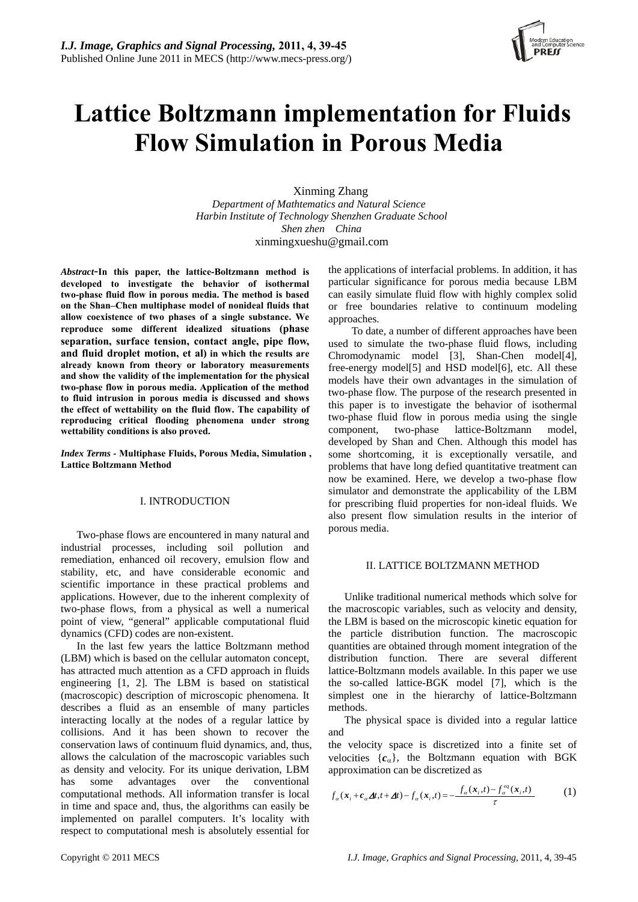# Lattice Boltzmann implementation for Fluids Flow Simulation in Porous Media

Xinming Zhang

*Department of Mathtematics and Natural Science*
*Harbin Institute of Technology Shenzhen Graduate School*
*Shen zhen China*
xinmingxueshu@gmail.com

***Abstract*-In this paper, the lattice-Boltzmann method is developed to investigate the behavior of isothermal two-phase fluid flow in porous media. The method is based on the Shan–Chen multiphase model of nonideal fluids that allow coexistence of two phases of a single substance. We reproduce some different idealized situations (phase separation, surface tension, contact angle, pipe flow, and fluid droplet motion, et al) in which the results are already known from theory or laboratory measurements and show the validity of the implementation for the physical two-phase flow in porous media. Application of the method to fluid intrusion in porous media is discussed and shows the effect of wettability on the fluid flow. The capability of reproducing critical flooding phenomena under strong wettability conditions is also proved.**

***Index Terms* - Multiphase Fluids, Porous Media, Simulation , Lattice Boltzmann Method**

## I. INTRODUCTION

Two-phase flows are encountered in many natural and industrial processes, including soil pollution and remediation, enhanced oil recovery, emulsion flow and stability, etc, and have considerable economic and scientific importance in these practical problems and applications. However, due to the inherent complexity of two-phase flows, from a physical as well a numerical point of view, "general" applicable computational fluid dynamics (CFD) codes are non-existent.

In the last few years the lattice Boltzmann method (LBM) which is based on the cellular automaton concept, has attracted much attention as a CFD approach in fluids engineering [1, 2]. The LBM is based on statistical (macroscopic) description of microscopic phenomena. It describes a fluid as an ensemble of many particles interacting locally at the nodes of a regular lattice by collisions. And it has been shown to recover the conservation laws of continuum fluid dynamics, and, thus, allows the calculation of the macroscopic variables such as density and velocity. For its unique derivation, LBM has some advantages over the conventional computational methods. All information transfer is local in time and space and, thus, the algorithms can easily be implemented on parallel computers. It's locality with respect to computational mesh is absolutely essential for the applications of interfacial problems. In addition, it has particular significance for porous media because LBM can easily simulate fluid flow with highly complex solid or free boundaries relative to continuum modeling approaches.

To date, a number of different approaches have been used to simulate the two-phase fluid flows, including Chromodynamic model [3], Shan-Chen model[4], free-energy model[5] and HSD model[6], etc. All these models have their own advantages in the simulation of two-phase flow. The purpose of the research presented in this paper is to investigate the behavior of isothermal two-phase fluid flow in porous media using the single component, two-phase lattice-Boltzmann model, developed by Shan and Chen. Although this model has some shortcoming, it is exceptionally versatile, and problems that have long defied quantitative treatment can now be examined. Here, we develop a two-phase flow simulator and demonstrate the applicability of the LBM for prescribing fluid properties for non-ideal fluids. We also present flow simulation results in the interior of porous media.

## II. LATTICE BOLTZMANN METHOD

Unlike traditional numerical methods which solve for the macroscopic variables, such as velocity and density, the LBM is based on the microscopic kinetic equation for the particle distribution function. The macroscopic quantities are obtained through moment integration of the distribution function. There are several different lattice-Boltzmann models available. In this paper we use the so-called lattice-BGK model [7], which is the simplest one in the hierarchy of lattice-Boltzmann methods.

The physical space is divided into a regular lattice and

the velocity space is discretized into a finite set of velocities $\{\boldsymbol{c}_\alpha\}$, the Boltzmann equation with BGK approximation can be discretized as

$$f_\alpha(\boldsymbol{x}_i + \boldsymbol{c}_\alpha \Delta t, t + \Delta t) - f_\alpha(\boldsymbol{x}_i, t) = -\frac{f_\alpha(\boldsymbol{x}_i, t) - f_\alpha^{eq}(\boldsymbol{x}_i, t)}{\tau} \qquad (1)$$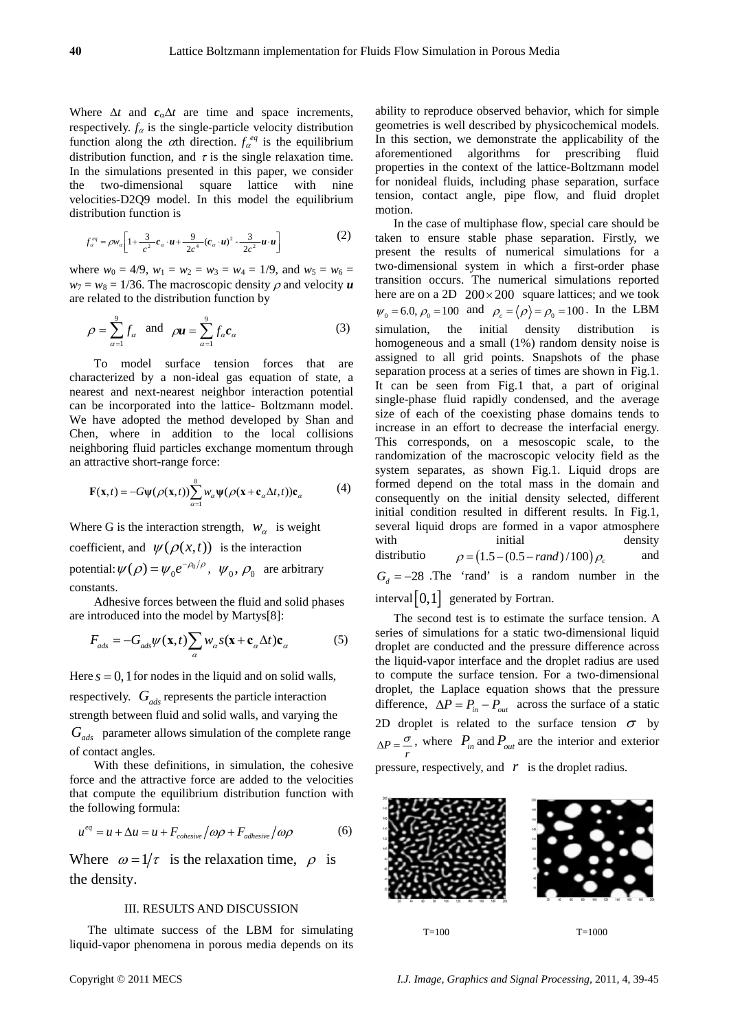Where $\Delta t$ and $\mathbf{c}_\alpha \Delta t$ are time and space increments, respectively. $f_\alpha$ is the single-particle velocity distribution function along the $\alpha$th direction. $f_\alpha^{eq}$ is the equilibrium distribution function, and $\tau$ is the single relaxation time. In the simulations presented in this paper, we consider the two-dimensional square lattice with nine velocities-D2Q9 model. In this model the equilibrium distribution function is

$$f_\alpha^{eq} = \rho w_\alpha \left[ 1 + \frac{3}{c^2}\mathbf{c}_\alpha \cdot \boldsymbol{u} + \frac{9}{2c^4}(\mathbf{c}_\alpha \cdot \boldsymbol{u})^2 - \frac{3}{2c^2}\boldsymbol{u}\cdot\boldsymbol{u} \right] \tag{2}$$

where $w_0 = 4/9$, $w_1 = w_2 = w_3 = w_4 = 1/9$, and $w_5 = w_6 = w_7 = w_8 = 1/36$. The macroscopic density $\rho$ and velocity $\boldsymbol{u}$ are related to the distribution function by

$$\rho = \sum_{\alpha=1}^{9} f_\alpha \quad \text{and} \quad \rho \boldsymbol{u} = \sum_{\alpha=1}^{9} f_\alpha \mathbf{c}_\alpha \tag{3}$$

To model surface tension forces that are characterized by a non-ideal gas equation of state, a nearest and next-nearest neighbor interaction potential can be incorporated into the lattice- Boltzmann model. We have adopted the method developed by Shan and Chen, where in addition to the local collisions neighboring fluid particles exchange momentum through an attractive short-range force:

$$\mathbf{F}(\mathbf{x},t) = -G\boldsymbol{\psi}(\rho(\mathbf{x},t))\sum_{\alpha=1}^{8} w_\alpha \boldsymbol{\psi}(\rho(\mathbf{x}+\mathbf{c}_\alpha \Delta t, t))\mathbf{c}_\alpha \tag{4}$$

Where G is the interaction strength, $w_\alpha$ is weight coefficient, and $\psi(\rho(x,t))$ is the interaction potential: $\psi(\rho) = \psi_0 e^{-\rho_0/\rho}$, $\psi_0$, $\rho_0$ are arbitrary constants.

Adhesive forces between the fluid and solid phases are introduced into the model by Martys[8]:

$$F_{ads} = -G_{ads}\psi(\mathbf{x},t)\sum_\alpha w_\alpha s(\mathbf{x}+\mathbf{c}_\alpha \Delta t)\mathbf{c}_\alpha \tag{5}$$

Here $s = 0, 1$ for nodes in the liquid and on solid walls, respectively. $G_{ads}$ represents the particle interaction strength between fluid and solid walls, and varying the $G_{ads}$ parameter allows simulation of the complete range of contact angles.

With these definitions, in simulation, the cohesive force and the attractive force are added to the velocities that compute the equilibrium distribution function with the following formula:

$$u^{eq} = u + \Delta u = u + F_{cohesive}/\omega\rho + F_{adhesive}/\omega\rho \tag{6}$$

Where $\omega = 1/\tau$ is the relaxation time, $\rho$ is the density.

## III. RESULTS AND DISCUSSION

The ultimate success of the LBM for simulating liquid-vapor phenomena in porous media depends on its ability to reproduce observed behavior, which for simple geometries is well described by physicochemical models. In this section, we demonstrate the applicability of the aforementioned algorithms for prescribing fluid properties in the context of the lattice-Boltzmann model for nonideal fluids, including phase separation, surface tension, contact angle, pipe flow, and fluid droplet motion.

In the case of multiphase flow, special care should be taken to ensure stable phase separation. Firstly, we present the results of numerical simulations for a two-dimensional system in which a first-order phase transition occurs. The numerical simulations reported here are on a 2D $200 \times 200$ square lattices; and we took $\psi_0 = 6.0, \rho_0 = 100$ and $\rho_c = \langle \rho \rangle = \rho_0 = 100$. In the LBM simulation, the initial density distribution is homogeneous and a small (1%) random density noise is assigned to all grid points. Snapshots of the phase separation process at a series of times are shown in Fig.1. It can be seen from Fig.1 that, a part of original single-phase fluid rapidly condensed, and the average size of each of the coexisting phase domains tends to increase in an effort to decrease the interfacial energy. This corresponds, on a mesoscopic scale, to the randomization of the macroscopic velocity field as the system separates, as shown Fig.1. Liquid drops are formed depend on the total mass in the domain and consequently on the initial density selected, different initial condition resulted in different results. In Fig.1, several liquid drops are formed in a vapor atmosphere with initial density distributio $\rho = (1.5 - (0.5 - rand)/100)\rho_c$ and $G_d = -28$ .The 'rand' is a random number in the interval $[0,1]$ generated by Fortran.

The second test is to estimate the surface tension. A series of simulations for a static two-dimensional liquid droplet are conducted and the pressure difference across the liquid-vapor interface and the droplet radius are used to compute the surface tension. For a two-dimensional droplet, the Laplace equation shows that the pressure difference, $\Delta P = P_{in} - P_{out}$ across the surface of a static 2D droplet is related to the surface tension $\sigma$ by $\Delta P = \frac{\sigma}{r}$, where $P_{in}$ and $P_{out}$ are the interior and exterior pressure, respectively, and $r$ is the droplet radius.

T=100 T=1000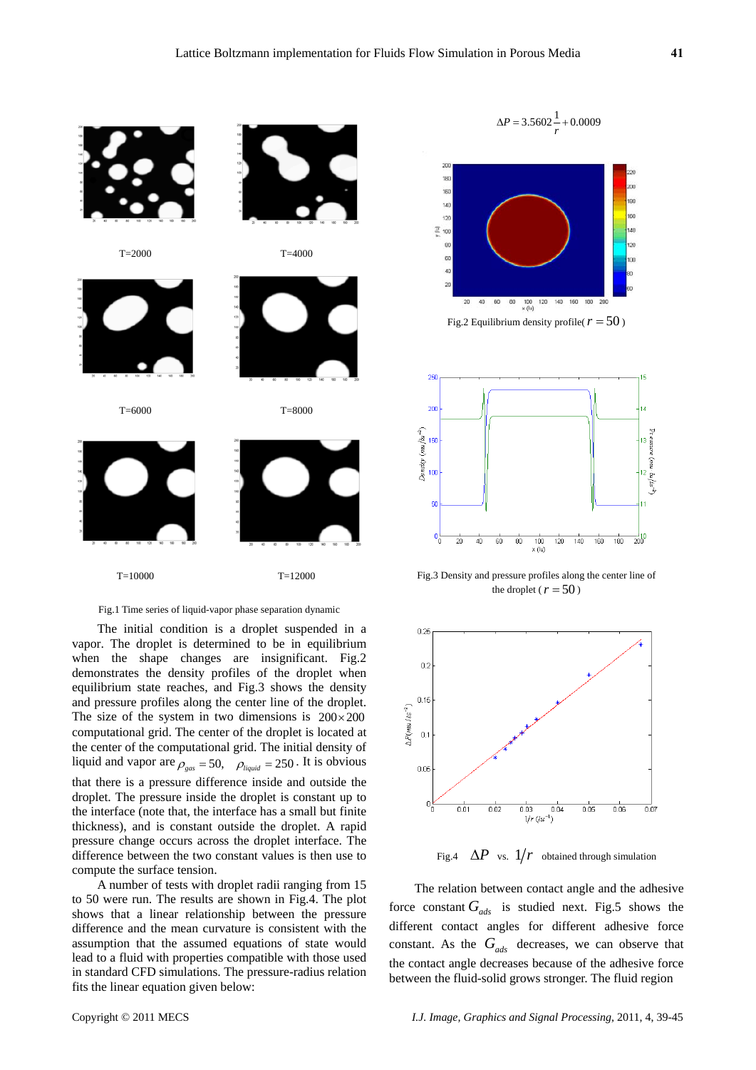T=2000

T=4000

T=6000

T=8000

T=10000

T=12000

Fig.1 Time series of liquid-vapor phase separation dynamic

The initial condition is a droplet suspended in a vapor. The droplet is determined to be in equilibrium when the shape changes are insignificant. Fig.2 demonstrates the density profiles of the droplet when equilibrium state reaches, and Fig.3 shows the density and pressure profiles along the center line of the droplet. The size of the system in two dimensions is $200 \times 200$ computational grid. The center of the droplet is located at the center of the computational grid. The initial density of liquid and vapor are $\rho_{gas} = 50$, $\rho_{liquid} = 250$. It is obvious that there is a pressure difference inside and outside the droplet. The pressure inside the droplet is constant up to the interface (note that, the interface has a small but finite thickness), and is constant outside the droplet. A rapid pressure change occurs across the droplet interface. The difference between the two constant values is then use to compute the surface tension.

A number of tests with droplet radii ranging from 15 to 50 were run. The results are shown in Fig.4. The plot shows that a linear relationship between the pressure difference and the mean curvature is consistent with the assumption that the assumed equations of state would lead to a fluid with properties compatible with those used in standard CFD simulations. The pressure-radius relation fits the linear equation given below:

$$\Delta P = 3.5602\frac{1}{r} + 0.0009$$

Fig.2 Equilibrium density profile( $r = 50$ )

Fig.3 Density and pressure profiles along the center line of the droplet ( $r = 50$ )

Fig.4 $\Delta P$ vs. $1/r$ obtained through simulation

The relation between contact angle and the adhesive force constant $G_{ads}$ is studied next. Fig.5 shows the different contact angles for different adhesive force constant. As the $G_{ads}$ decreases, we can observe that the contact angle decreases because of the adhesive force between the fluid-solid grows stronger. The fluid region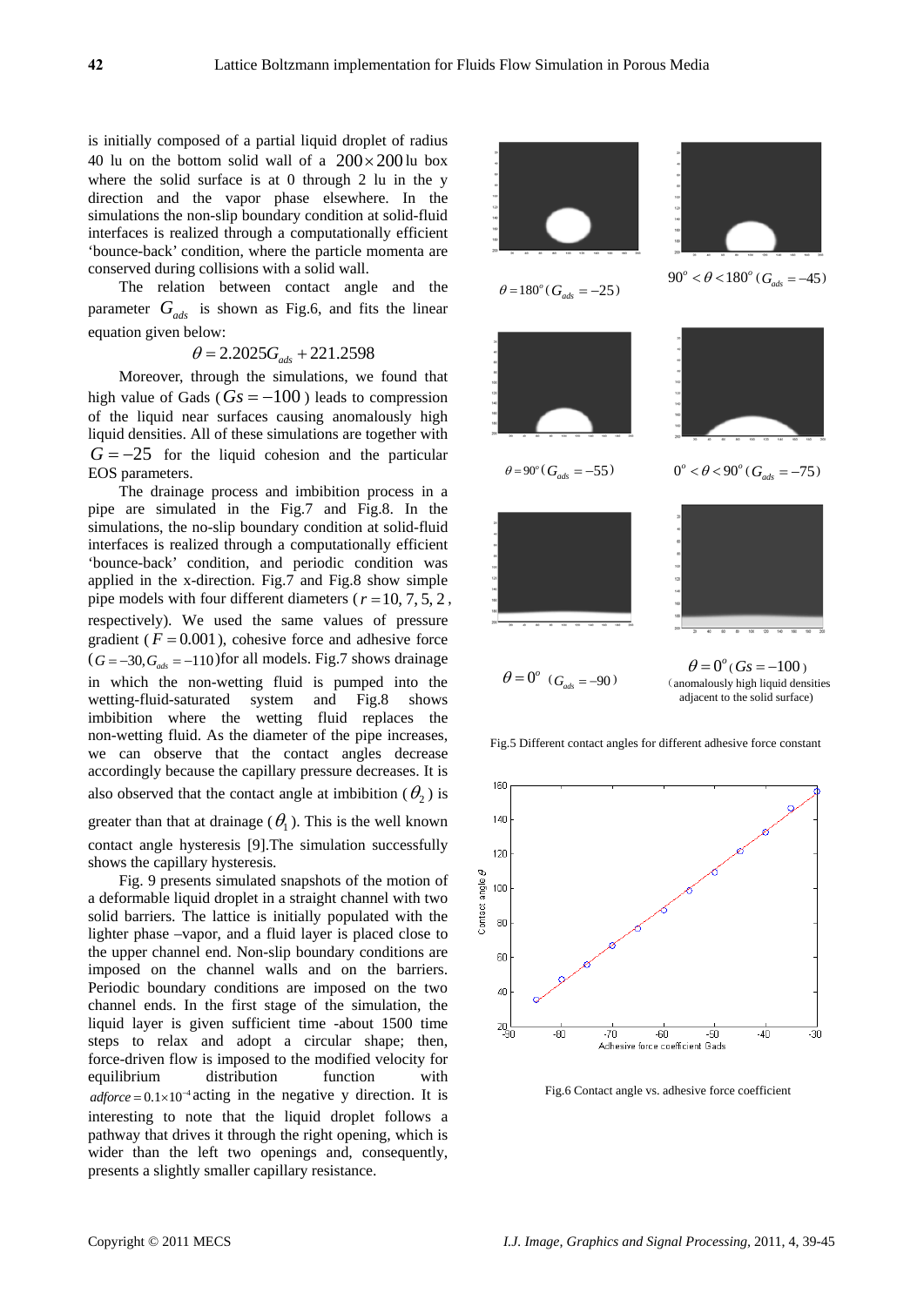is initially composed of a partial liquid droplet of radius 40 lu on the bottom solid wall of a $200 \times 200$ lu box where the solid surface is at 0 through 2 lu in the y direction and the vapor phase elsewhere. In the simulations the non-slip boundary condition at solid-fluid interfaces is realized through a computationally efficient 'bounce-back' condition, where the particle momenta are conserved during collisions with a solid wall.

The relation between contact angle and the parameter $G_{ads}$ is shown as Fig.6, and fits the linear equation given below:

$$\theta = 2.2025 G_{ads} + 221.2598$$

Moreover, through the simulations, we found that high value of Gads ($Gs = -100$) leads to compression of the liquid near surfaces causing anomalously high liquid densities. All of these simulations are together with $G = -25$ for the liquid cohesion and the particular EOS parameters.

The drainage process and imbibition process in a pipe are simulated in the Fig.7 and Fig.8. In the simulations, the no-slip boundary condition at solid-fluid interfaces is realized through a computationally efficient 'bounce-back' condition, and periodic condition was applied in the x-direction. Fig.7 and Fig.8 show simple pipe models with four different diameters ($r = 10, 7, 5, 2$, respectively). We used the same values of pressure gradient ($F = 0.001$), cohesive force and adhesive force ($G = -30, G_{ads} = -110$) for all models. Fig.7 shows drainage in which the non-wetting fluid is pumped into the wetting-fluid-saturated system and Fig.8 shows imbibition where the wetting fluid replaces the non-wetting fluid. As the diameter of the pipe increases, we can observe that the contact angles decrease accordingly because the capillary pressure decreases. It is also observed that the contact angle at imbibition ($\theta_2$) is greater than that at drainage ($\theta_1$). This is the well known contact angle hysteresis [9].The simulation successfully shows the capillary hysteresis.

Fig. 9 presents simulated snapshots of the motion of a deformable liquid droplet in a straight channel with two solid barriers. The lattice is initially populated with the lighter phase –vapor, and a fluid layer is placed close to the upper channel end. Non-slip boundary conditions are imposed on the channel walls and on the barriers. Periodic boundary conditions are imposed on the two channel ends. In the first stage of the simulation, the liquid layer is given sufficient time -about 1500 time steps to relax and adopt a circular shape; then, force-driven flow is imposed to the modified velocity for equilibrium distribution function with $adforce = 0.1 \times 10^{-4}$ acting in the negative y direction. It is interesting to note that the liquid droplet follows a pathway that drives it through the right opening, which is wider than the left two openings and, consequently, presents a slightly smaller capillary resistance.

$\theta = 180^o$ ($G_{ads} = -25$)

$90^o < \theta < 180^o$ ($G_{ads} = -45$)

$\theta = 90^o$ ($G_{ads} = -55$)

$0^o < \theta < 90^o$ ($G_{ads} = -75$)

$\theta = 0^o$ ($G_{ads} = -90$)

$\theta = 0^o$ ($Gs = -100$) (anomalously high liquid densities adjacent to the solid surface)

Fig.5 Different contact angles for different adhesive force constant

Fig.6 Contact angle vs. adhesive force coefficient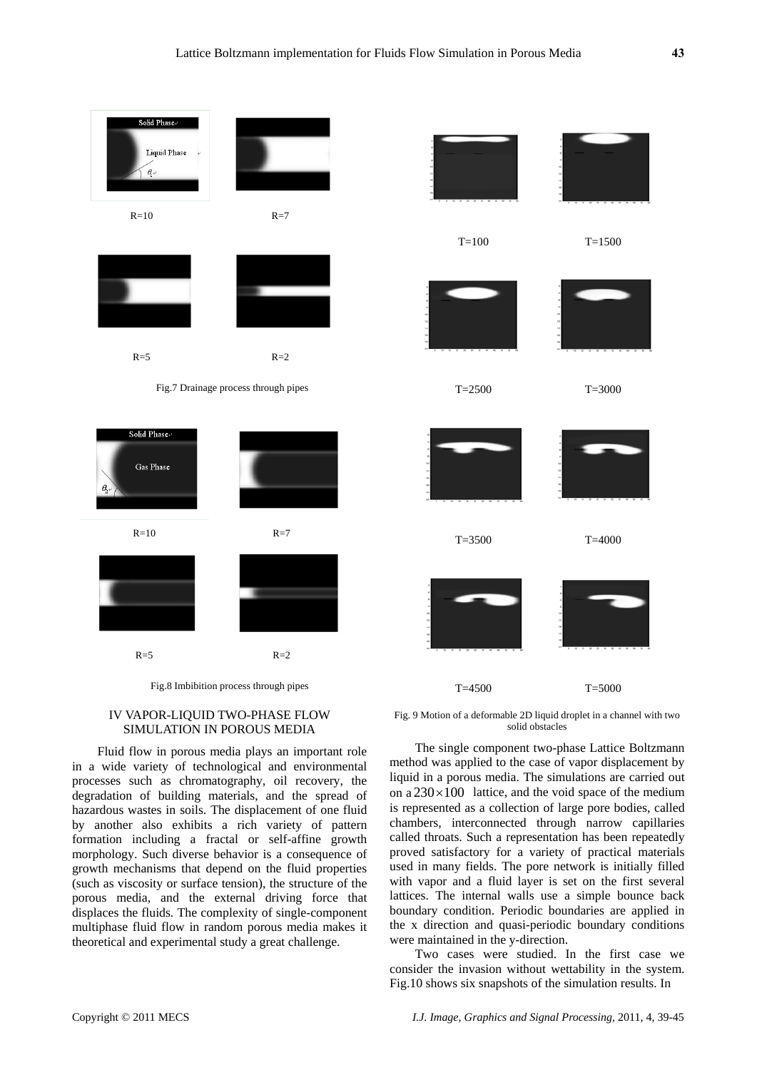R=10 R=7

R=5 R=2

Fig.7 Drainage process through pipes

R=10 R=7

R=5 R=2

Fig.8 Imbibition process through pipes

T=100 T=1500

T=2500 T=3000

T=3500 T=4000

T=4500 T=5000

Fig. 9 Motion of a deformable 2D liquid droplet in a channel with two solid obstacles

## IV VAPOR-LIQUID TWO-PHASE FLOW SIMULATION IN POROUS MEDIA

Fluid flow in porous media plays an important role in a wide variety of technological and environmental processes such as chromatography, oil recovery, the degradation of building materials, and the spread of hazardous wastes in soils. The displacement of one fluid by another also exhibits a rich variety of pattern formation including a fractal or self-affine growth morphology. Such diverse behavior is a consequence of growth mechanisms that depend on the fluid properties (such as viscosity or surface tension), the structure of the porous media, and the external driving force that displaces the fluids. The complexity of single-component multiphase fluid flow in random porous media makes it theoretical and experimental study a great challenge.

The single component two-phase Lattice Boltzmann method was applied to the case of vapor displacement by liquid in a porous media. The simulations are carried out on a $230\times100$ lattice, and the void space of the medium is represented as a collection of large pore bodies, called chambers, interconnected through narrow capillaries called throats. Such a representation has been repeatedly proved satisfactory for a variety of practical materials used in many fields. The pore network is initially filled with vapor and a fluid layer is set on the first several lattices. The internal walls use a simple bounce back boundary condition. Periodic boundaries are applied in the x direction and quasi-periodic boundary conditions were maintained in the y-direction.

Two cases were studied. In the first case we consider the invasion without wettability in the system. Fig.10 shows six snapshots of the simulation results. In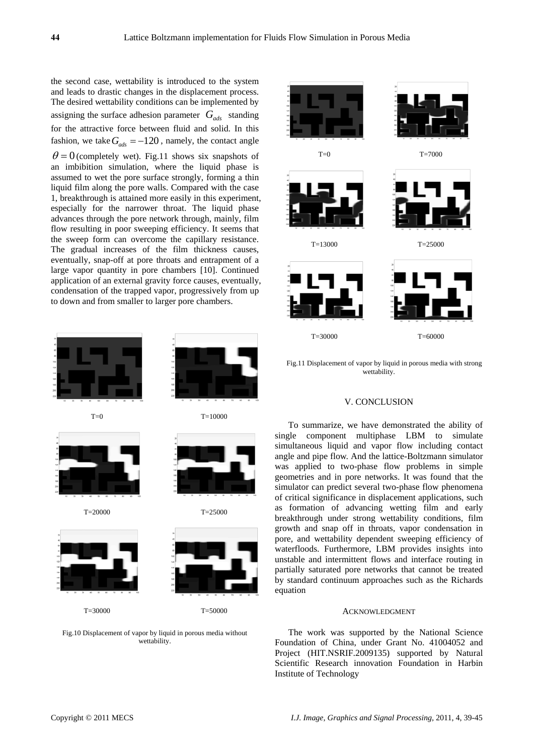the second case, wettability is introduced to the system and leads to drastic changes in the displacement process. The desired wettability conditions can be implemented by assigning the surface adhesion parameter $G_{ads}$ standing for the attractive force between fluid and solid. In this fashion, we take $G_{ads} = -120$, namely, the contact angle $\theta = 0$ (completely wet). Fig.11 shows six snapshots of an imbibition simulation, where the liquid phase is assumed to wet the pore surface strongly, forming a thin liquid film along the pore walls. Compared with the case 1, breakthrough is attained more easily in this experiment, especially for the narrower throat. The liquid phase advances through the pore network through, mainly, film flow resulting in poor sweeping efficiency. It seems that the sweep form can overcome the capillary resistance. The gradual increases of the film thickness causes, eventually, snap-off at pore throats and entrapment of a large vapor quantity in pore chambers [10]. Continued application of an external gravity force causes, eventually, condensation of the trapped vapor, progressively from up to down and from smaller to larger pore chambers.

T=0 T=10000

T=20000 T=25000

T=30000 T=50000

Fig.10 Displacement of vapor by liquid in porous media without wettability.

T=0 T=7000

T=13000 T=25000

T=30000 T=60000

Fig.11 Displacement of vapor by liquid in porous media with strong wettability.

## V. CONCLUSION

To summarize, we have demonstrated the ability of single component multiphase LBM to simulate simultaneous liquid and vapor flow including contact angle and pipe flow. And the lattice-Boltzmann simulator was applied to two-phase flow problems in simple geometries and in pore networks. It was found that the simulator can predict several two-phase flow phenomena of critical significance in displacement applications, such as formation of advancing wetting film and early breakthrough under strong wettability conditions, film growth and snap off in throats, vapor condensation in pore, and wettability dependent sweeping efficiency of waterfloods. Furthermore, LBM provides insights into unstable and intermittent flows and interface routing in partially saturated pore networks that cannot be treated by standard continuum approaches such as the Richards equation

## ACKNOWLEDGMENT

The work was supported by the National Science Foundation of China, under Grant No. 41004052 and Project (HIT.NSRIF.2009135) supported by Natural Scientific Research innovation Foundation in Harbin Institute of Technology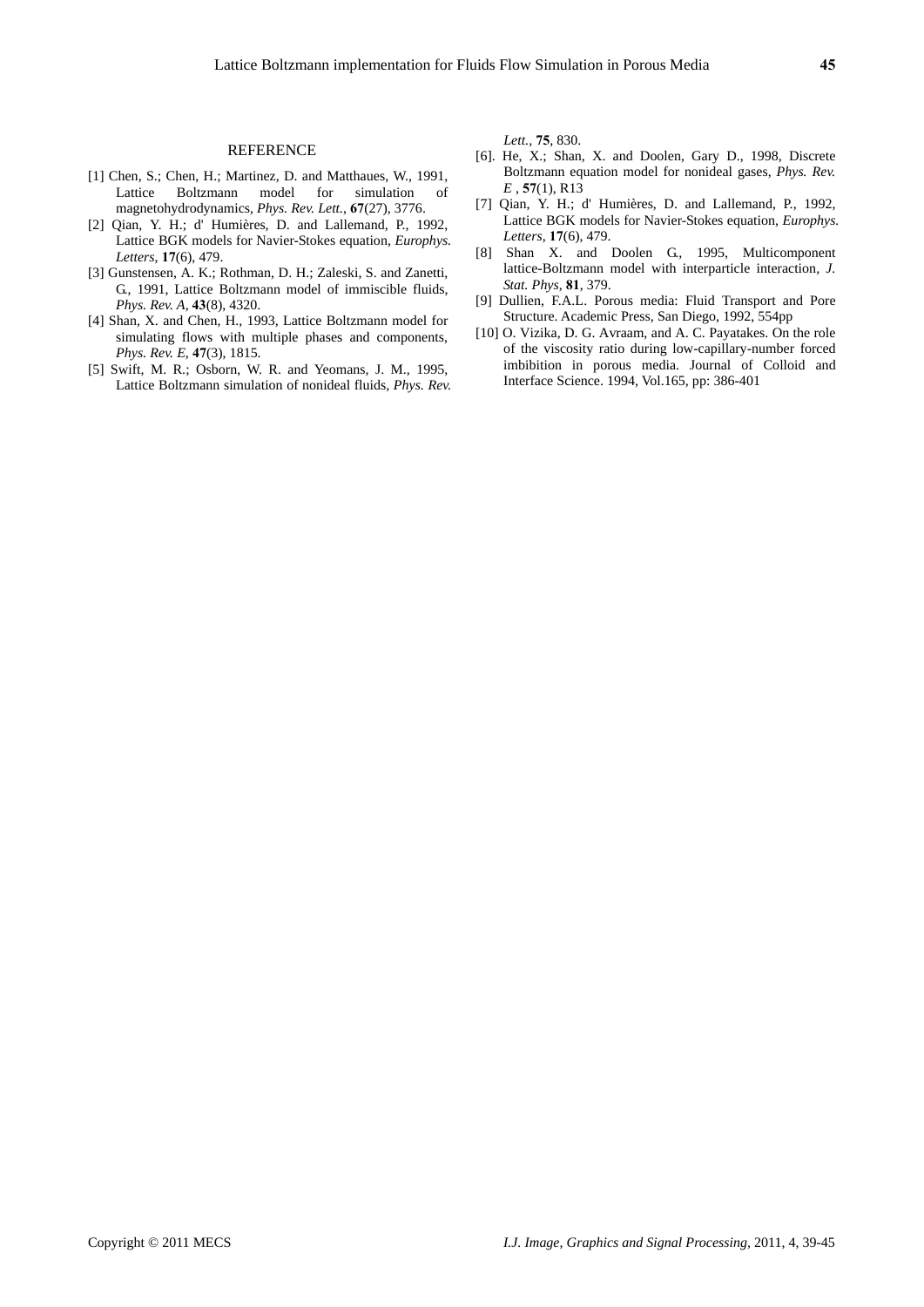## REFERENCE

[1] Chen, S.; Chen, H.; Martinez, D. and Matthaues, W., 1991, Lattice Boltzmann model for simulation of magnetohydrodynamics, *Phys. Rev. Lett.*, **67**(27), 3776.

[2] Qian, Y. H.; d' Humières, D. and Lallemand, P., 1992, Lattice BGK models for Navier-Stokes equation, *Europhys. Letters*, **17**(6), 479.

[3] Gunstensen, A. K.; Rothman, D. H.; Zaleski, S. and Zanetti, G., 1991, Lattice Boltzmann model of immiscible fluids, *Phys. Rev. A*, **43**(8), 4320.

[4] Shan, X. and Chen, H., 1993, Lattice Boltzmann model for simulating flows with multiple phases and components, *Phys. Rev. E*, **47**(3), 1815.

[5] Swift, M. R.; Osborn, W. R. and Yeomans, J. M., 1995, Lattice Boltzmann simulation of nonideal fluids, *Phys. Rev. Lett.*, **75**, 830.

[6]. He, X.; Shan, X. and Doolen, Gary D., 1998, Discrete Boltzmann equation model for nonideal gases, *Phys. Rev. E* , **57**(1), R13

[7] Qian, Y. H.; d' Humières, D. and Lallemand, P., 1992, Lattice BGK models for Navier-Stokes equation, *Europhys. Letters*, **17**(6), 479.

[8] Shan X. and Doolen G., 1995, Multicomponent lattice-Boltzmann model with interparticle interaction, *J. Stat. Phys*, **81**, 379.

[9] Dullien, F.A.L. Porous media: Fluid Transport and Pore Structure. Academic Press, San Diego, 1992, 554pp

[10] O. Vizika, D. G. Avraam, and A. C. Payatakes. On the role of the viscosity ratio during low-capillary-number forced imbibition in porous media. Journal of Colloid and Interface Science. 1994, Vol.165, pp: 386-401